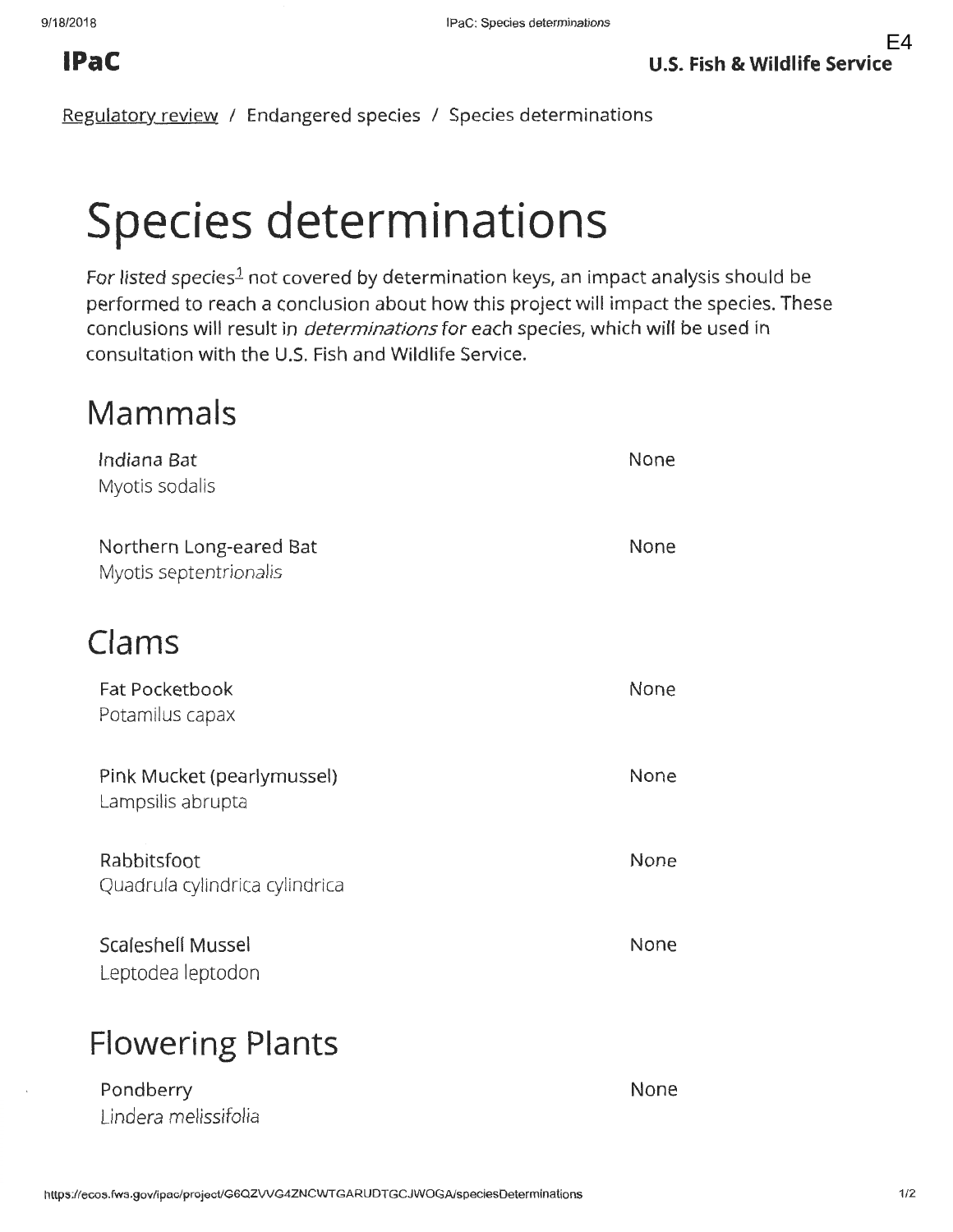E4

**IPaC**

**U.S. Fish & Wildlife Service**

Regulatory review / Endangered species / Species determinations

# Species determinations

For listed species[1] not covered by determination keys, an impact analysis should be performed to reach a conclusion about how this project will impact the species. These conclusions will result in *determinations* for each species, which will be used in consultation with the U.S. Fish and Wildlife Service.

## Mammals

| | |
|---|---|
| Indiana Bat<br>*Myotis sodalis* | None |
| Northern Long-eared Bat<br>*Myotis septentrionalis* | None |

## Clams

| | |
|---|---|
| Fat Pocketbook<br>*Potamilus capax* | None |
| Pink Mucket (pearlymussel)<br>*Lampsilis abrupta* | None |
| Rabbitsfoot<br>*Quadrula cylindrica cylindrica* | None |
| Scaleshell Mussel<br>*Leptodea leptodon* | None |

## Flowering Plants

| | |
|---|---|
| Pondberry<br>*Lindera melissifolia* | None |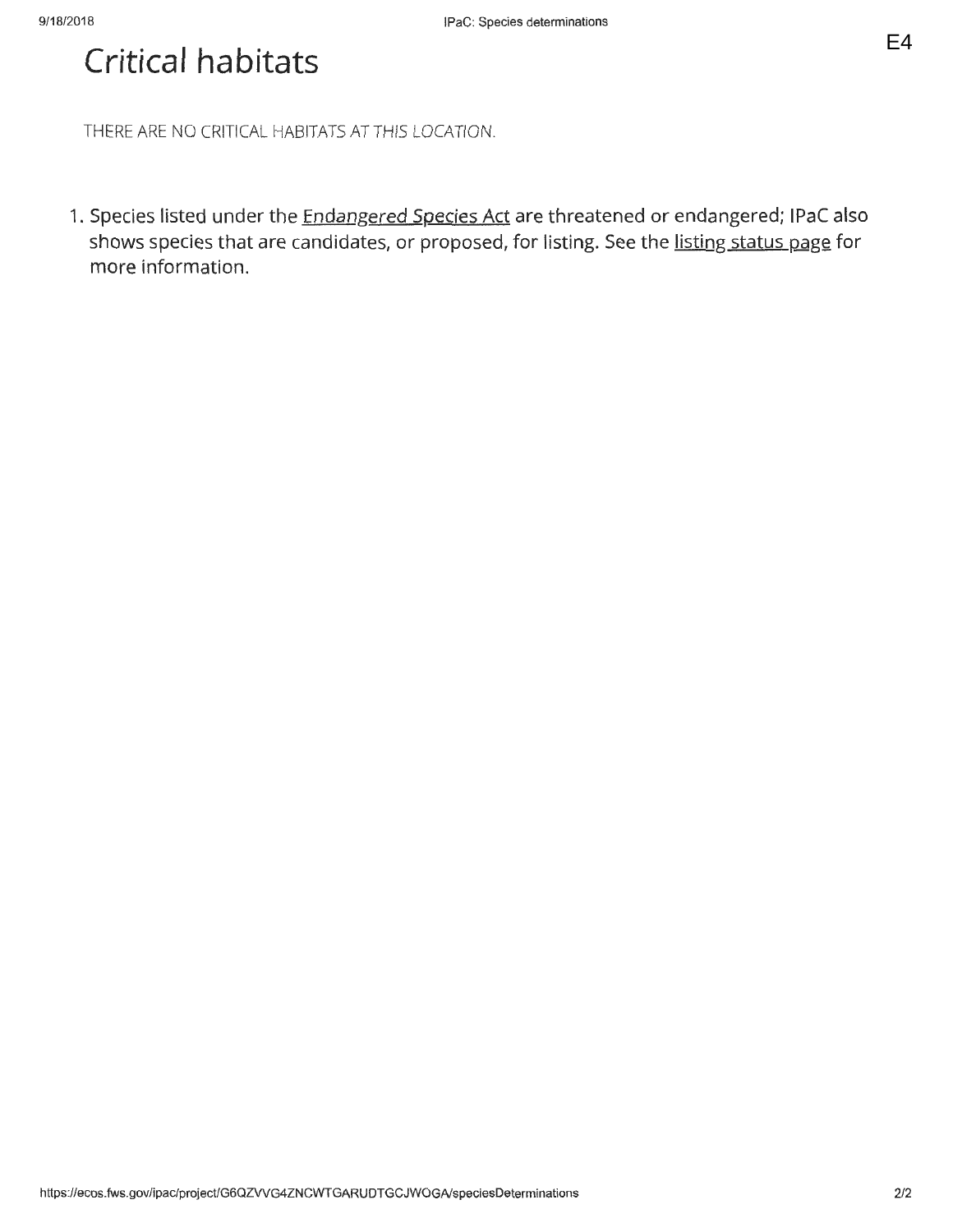# Critical habitats

THERE ARE NO CRITICAL HABITATS AT THIS LOCATION.

1. Species listed under the Endangered Species Act are threatened or endangered; IPaC also shows species that are candidates, or proposed, for listing. See the listing status page for more information.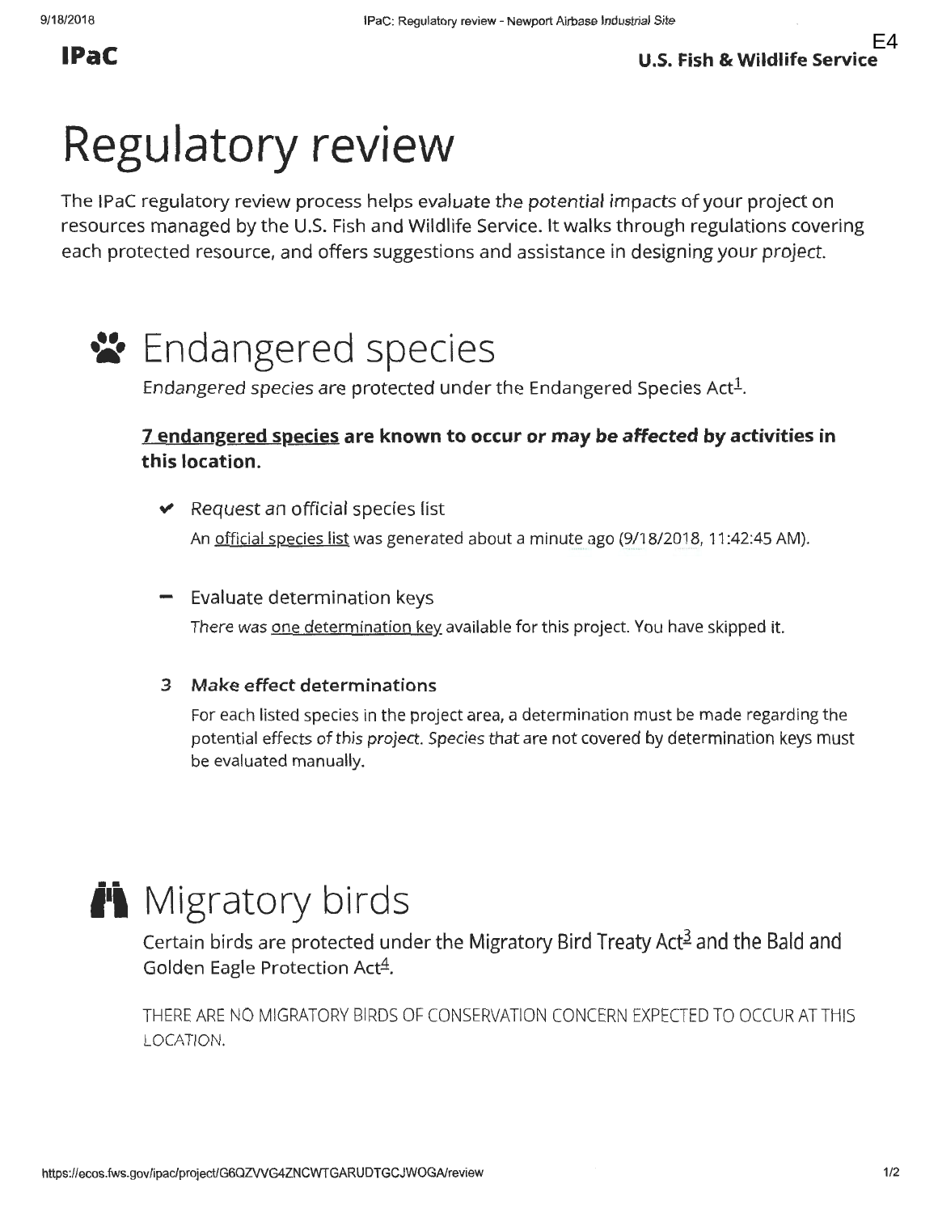**IPaC**

E4
**U.S. Fish & Wildlife Service**

# Regulatory review

The IPaC regulatory review process helps evaluate the potential impacts of your project on resources managed by the U.S. Fish and Wildlife Service. It walks through regulations covering each protected resource, and offers suggestions and assistance in designing your project.

## Endangered species

Endangered species are protected under the Endangered Species Act[1].

**7 endangered species are known to occur or *may be affected* by activities in this location.**

- ✔ Request an official species list

  An official species list was generated about a minute ago (9/18/2018, 11:42:45 AM).

- – Evaluate determination keys

  There was one determination key available for this project. You have skipped it.

3. **Make effect determinations**

   For each listed species in the project area, a determination must be made regarding the potential effects of this project. Species that are not covered by determination keys must be evaluated manually.

## Migratory birds

Certain birds are protected under the Migratory Bird Treaty Act[3] and the Bald and Golden Eagle Protection Act[4].

THERE ARE NO MIGRATORY BIRDS OF CONSERVATION CONCERN EXPECTED TO OCCUR AT THIS LOCATION.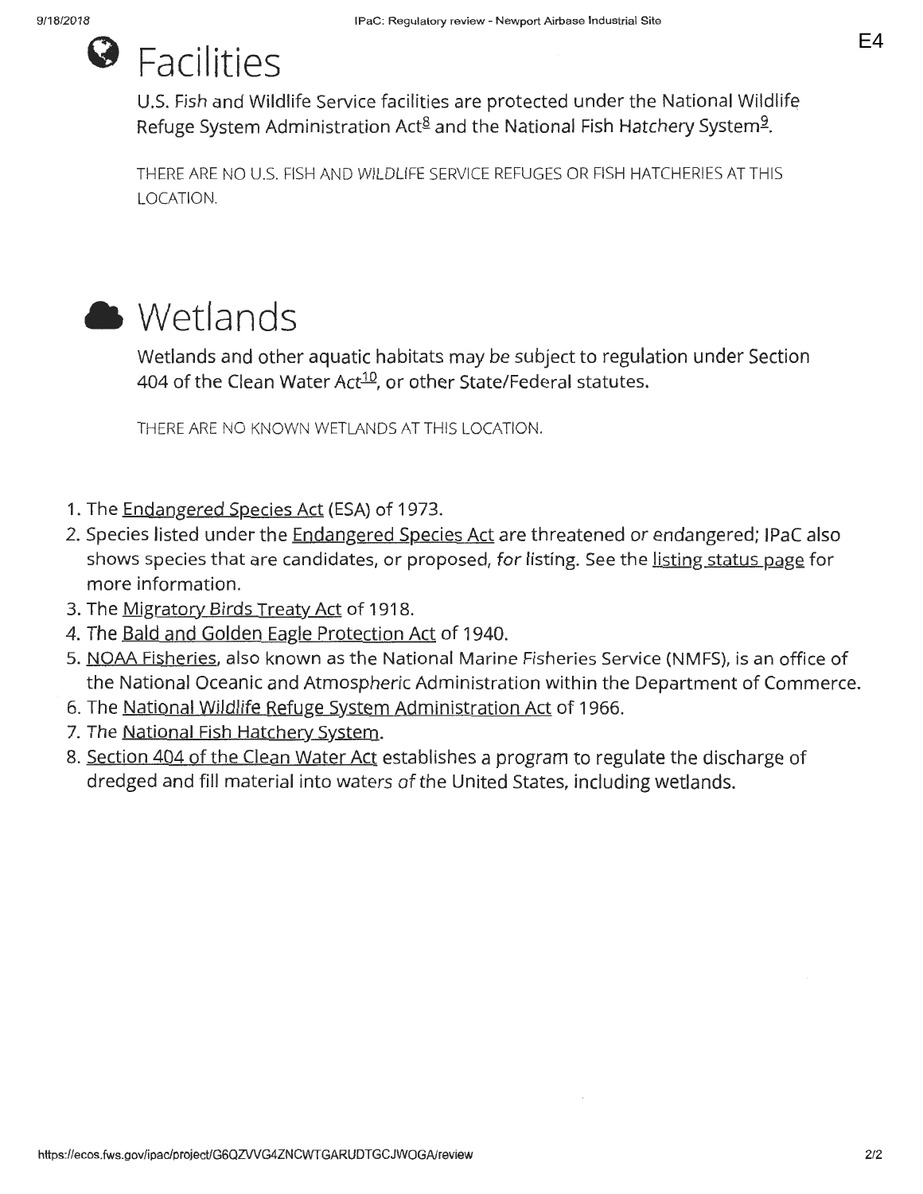# Facilities

U.S. Fish and Wildlife Service facilities are protected under the National Wildlife Refuge System Administration Act[8] and the National Fish Hatchery System[9].

THERE ARE NO U.S. FISH AND WILDLIFE SERVICE REFUGES OR FISH HATCHERIES AT THIS LOCATION.

# Wetlands

Wetlands and other aquatic habitats may be subject to regulation under Section 404 of the Clean Water Act[10], or other State/Federal statutes.

THERE ARE NO KNOWN WETLANDS AT THIS LOCATION.

1. The Endangered Species Act (ESA) of 1973.
2. Species listed under the Endangered Species Act are threatened or endangered; IPaC also shows species that are candidates, or proposed, for listing. See the listing status page for more information.
3. The Migratory Birds Treaty Act of 1918.
4. The Bald and Golden Eagle Protection Act of 1940.
5. NOAA Fisheries, also known as the National Marine Fisheries Service (NMFS), is an office of the National Oceanic and Atmospheric Administration within the Department of Commerce.
6. The National Wildlife Refuge System Administration Act of 1966.
7. The National Fish Hatchery System.
8. Section 404 of the Clean Water Act establishes a program to regulate the discharge of dredged and fill material into waters of the United States, including wetlands.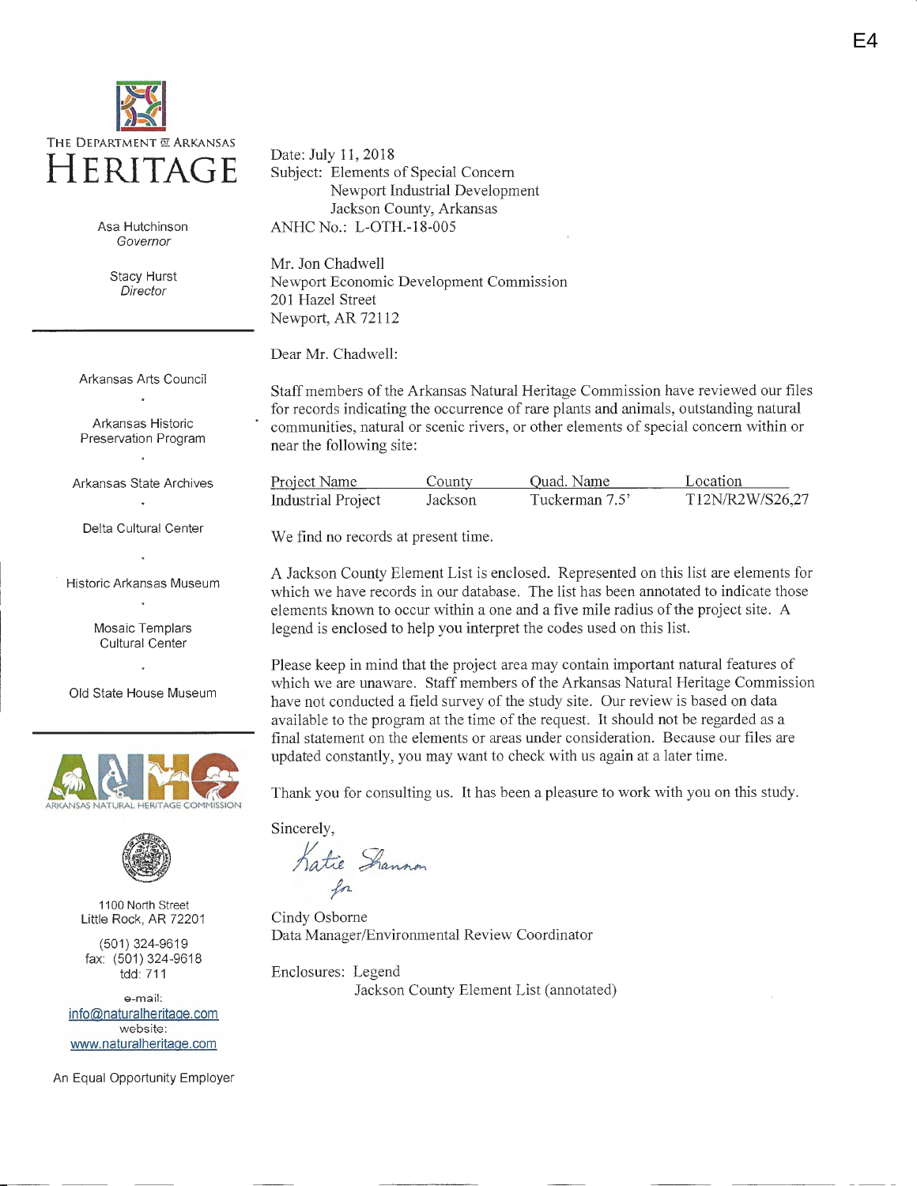E4

THE DEPARTMENT OF ARKANSAS
# HERITAGE

Asa Hutchinson
*Governor*

Stacy Hurst
*Director*

Arkansas Arts Council

Arkansas Historic Preservation Program

Arkansas State Archives

Delta Cultural Center

Historic Arkansas Museum

Mosaic Templars Cultural Center

Old State House Museum

ARKANSAS NATURAL HERITAGE COMMISSION

1100 North Street
Little Rock, AR 72201

(501) 324-9619
fax: (501) 324-9618
tdd: 711

e-mail:
info@naturalheritage.com
website:
www.naturalheritage.com

An Equal Opportunity Employer

Date: July 11, 2018
Subject: Elements of Special Concern
Newport Industrial Development
Jackson County, Arkansas
ANHC No.: L-OTH.-18-005

Mr. Jon Chadwell
Newport Economic Development Commission
201 Hazel Street
Newport, AR 72112

Dear Mr. Chadwell:

Staff members of the Arkansas Natural Heritage Commission have reviewed our files for records indicating the occurrence of rare plants and animals, outstanding natural communities, natural or scenic rivers, or other elements of special concern within or near the following site:

| Project Name | County | Quad. Name | Location |
|---|---|---|---|
| Industrial Project | Jackson | Tuckerman 7.5' | T12N/R2W/S26,27 |

We find no records at present time.

A Jackson County Element List is enclosed. Represented on this list are elements for which we have records in our database. The list has been annotated to indicate those elements known to occur within a one and a five mile radius of the project site. A legend is enclosed to help you interpret the codes used on this list.

Please keep in mind that the project area may contain important natural features of which we are unaware. Staff members of the Arkansas Natural Heritage Commission have not conducted a field survey of the study site. Our review is based on data available to the program at the time of the request. It should not be regarded as a final statement on the elements or areas under consideration. Because our files are updated constantly, you may want to check with us again at a later time.

Thank you for consulting us. It has been a pleasure to work with you on this study.

Sincerely,

Katie Shannon
for

Cindy Osborne
Data Manager/Environmental Review Coordinator

Enclosures: Legend
Jackson County Element List (annotated)